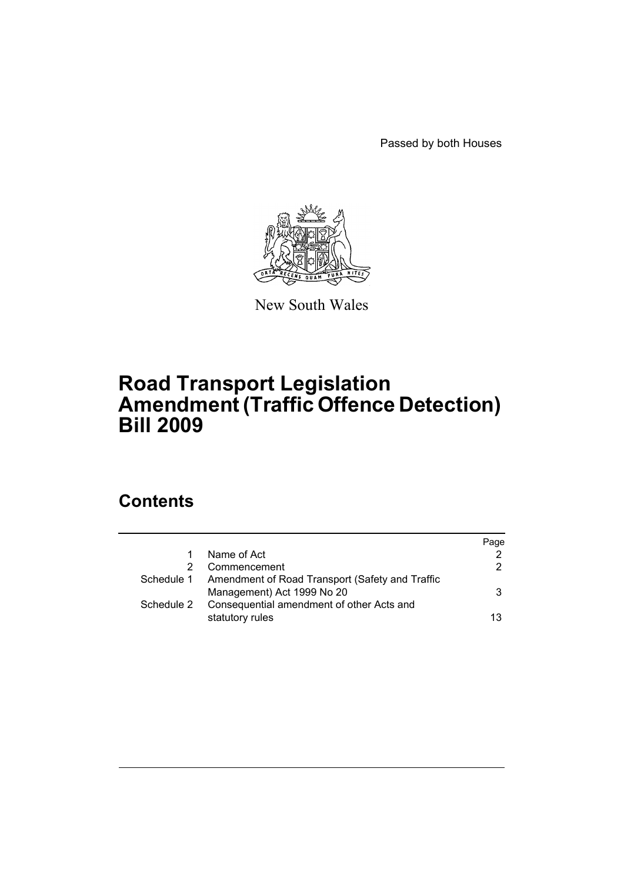Passed by both Houses

New South Wales

# Road Transport Legislation Amendment (Traffic Offence Detection) Bill 2009

## Contents

| | | Page |
|---|---|---|
| 1 | Name of Act | 2 |
| 2 | Commencement | 2 |
| Schedule 1 | Amendment of Road Transport (Safety and Traffic Management) Act 1999 No 20 | 3 |
| Schedule 2 | Consequential amendment of other Acts and statutory rules | 13 |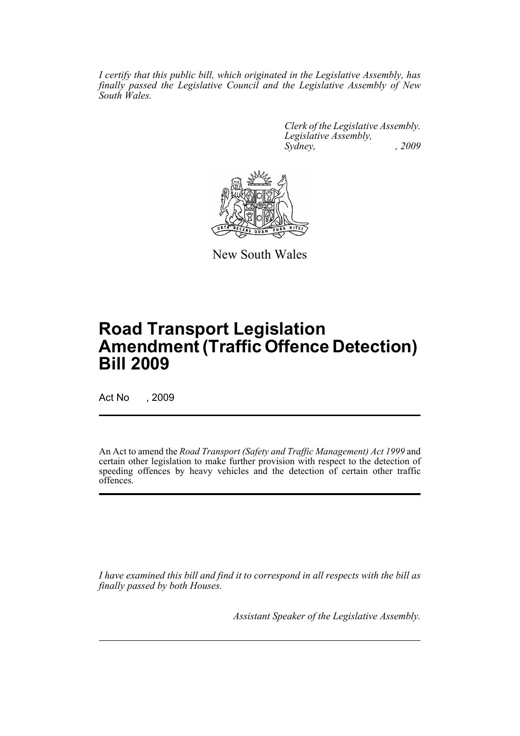*I certify that this public bill, which originated in the Legislative Assembly, has finally passed the Legislative Council and the Legislative Assembly of New South Wales.*

*Clerk of the Legislative Assembly.*
*Legislative Assembly,*
*Sydney, , 2009*

New South Wales

# Road Transport Legislation Amendment (Traffic Offence Detection) Bill 2009

Act No , 2009

An Act to amend the *Road Transport (Safety and Traffic Management) Act 1999* and certain other legislation to make further provision with respect to the detection of speeding offences by heavy vehicles and the detection of certain other traffic offences.

*I have examined this bill and find it to correspond in all respects with the bill as finally passed by both Houses.*

*Assistant Speaker of the Legislative Assembly.*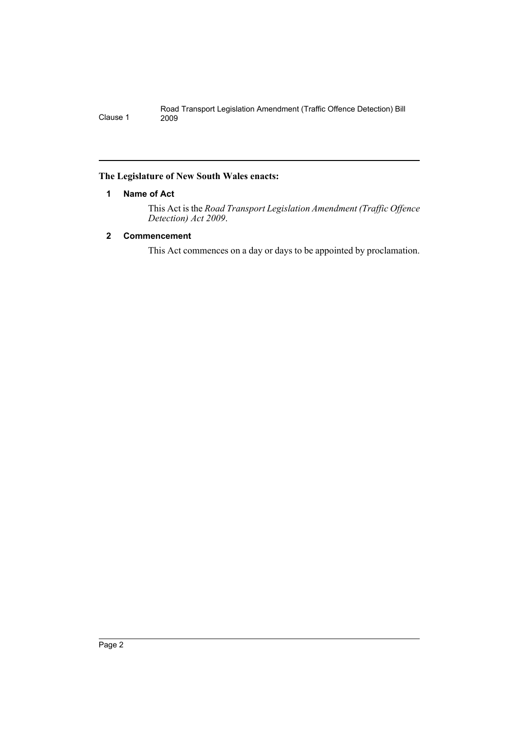**The Legislature of New South Wales enacts:**

## 1 Name of Act

This Act is the *Road Transport Legislation Amendment (Traffic Offence Detection) Act 2009*.

## 2 Commencement

This Act commences on a day or days to be appointed by proclamation.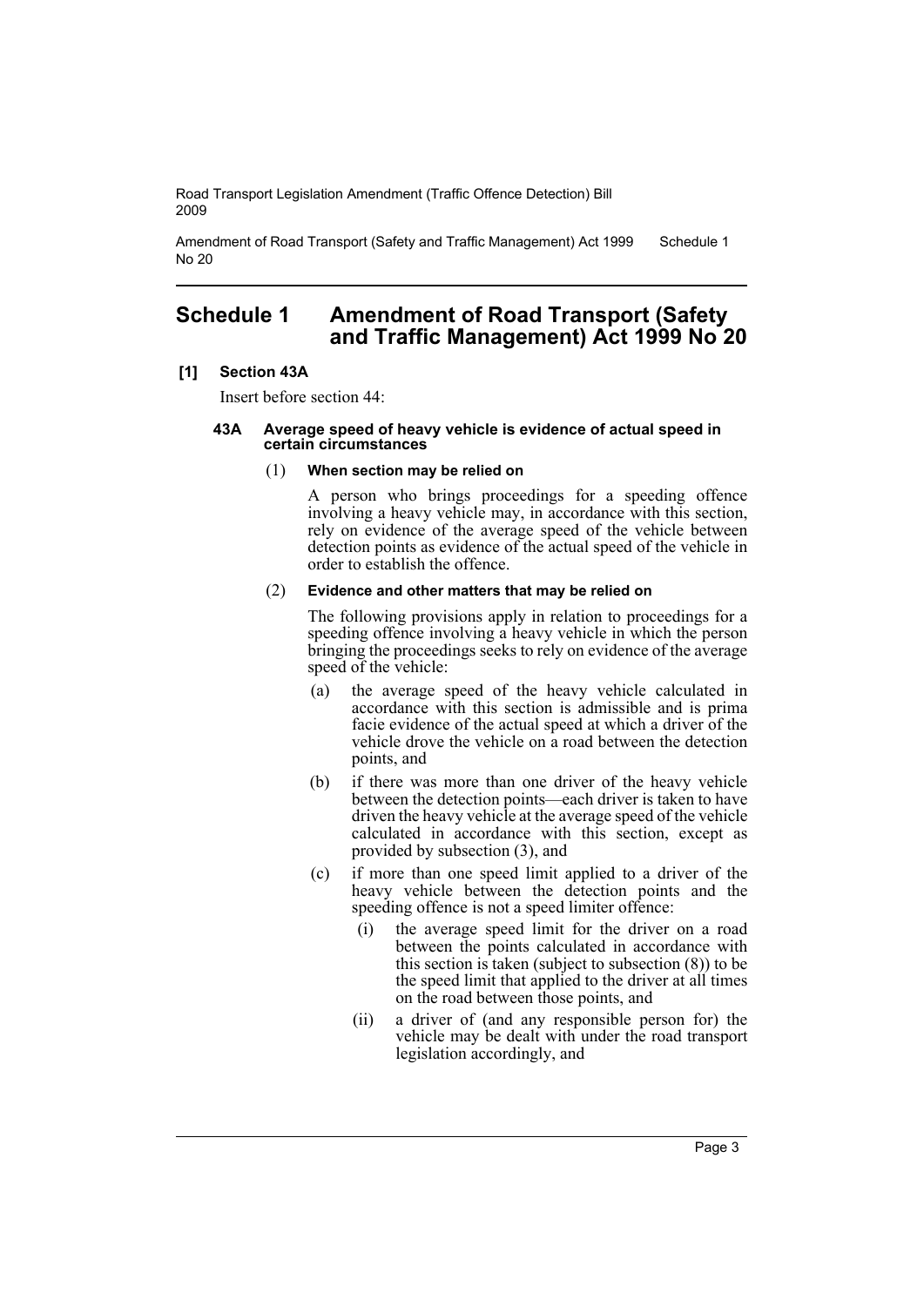# Schedule 1 Amendment of Road Transport (Safety and Traffic Management) Act 1999 No 20

**[1] Section 43A**

Insert before section 44:

#### 43A Average speed of heavy vehicle is evidence of actual speed in certain circumstances

(1) **When section may be relied on**

A person who brings proceedings for a speeding offence involving a heavy vehicle may, in accordance with this section, rely on evidence of the average speed of the vehicle between detection points as evidence of the actual speed of the vehicle in order to establish the offence.

(2) **Evidence and other matters that may be relied on**

The following provisions apply in relation to proceedings for a speeding offence involving a heavy vehicle in which the person bringing the proceedings seeks to rely on evidence of the average speed of the vehicle:

(a) the average speed of the heavy vehicle calculated in accordance with this section is admissible and is prima facie evidence of the actual speed at which a driver of the vehicle drove the vehicle on a road between the detection points, and

(b) if there was more than one driver of the heavy vehicle between the detection points—each driver is taken to have driven the heavy vehicle at the average speed of the vehicle calculated in accordance with this section, except as provided by subsection (3), and

(c) if more than one speed limit applied to a driver of the heavy vehicle between the detection points and the speeding offence is not a speed limiter offence:

(i) the average speed limit for the driver on a road between the points calculated in accordance with this section is taken (subject to subsection (8)) to be the speed limit that applied to the driver at all times on the road between those points, and

(ii) a driver of (and any responsible person for) the vehicle may be dealt with under the road transport legislation accordingly, and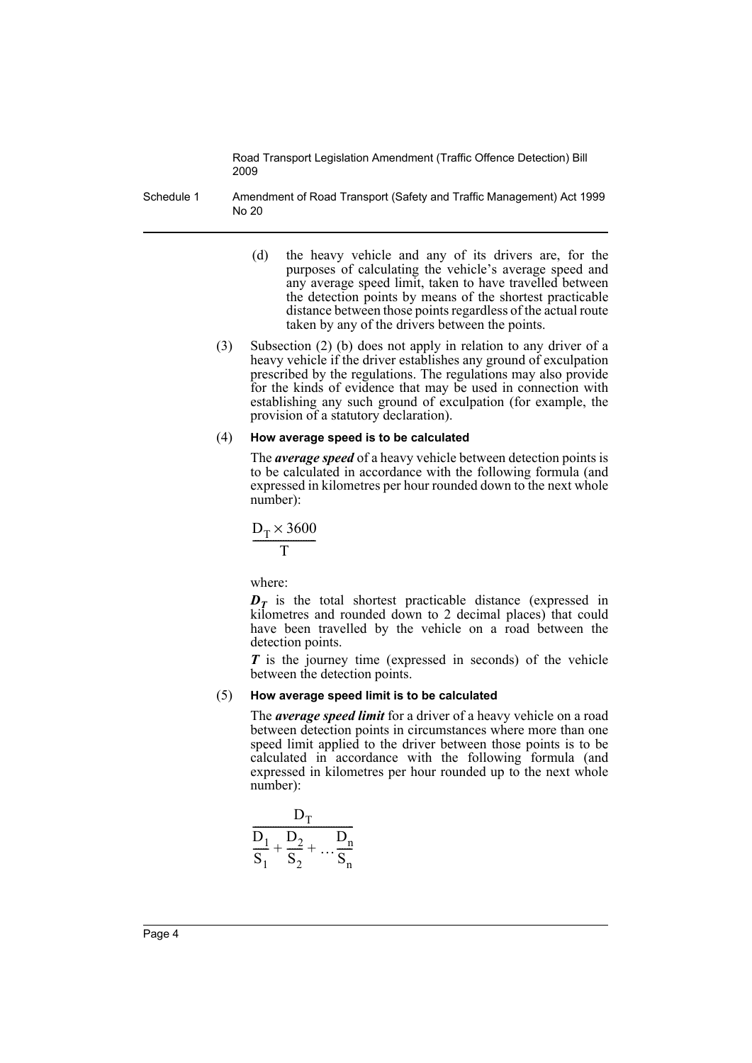(d) the heavy vehicle and any of its drivers are, for the purposes of calculating the vehicle's average speed and any average speed limit, taken to have travelled between the detection points by means of the shortest practicable distance between those points regardless of the actual route taken by any of the drivers between the points.

(3) Subsection (2) (b) does not apply in relation to any driver of a heavy vehicle if the driver establishes any ground of exculpation prescribed by the regulations. The regulations may also provide for the kinds of evidence that may be used in connection with establishing any such ground of exculpation (for example, the provision of a statutory declaration).

(4) **How average speed is to be calculated**

The ***average speed*** of a heavy vehicle between detection points is to be calculated in accordance with the following formula (and expressed in kilometres per hour rounded down to the next whole number):

$$\frac{D_T \times 3600}{T}$$

where:

$\boldsymbol{D_T}$ is the total shortest practicable distance (expressed in kilometres and rounded down to 2 decimal places) that could have been travelled by the vehicle on a road between the detection points.

$\boldsymbol{T}$ is the journey time (expressed in seconds) of the vehicle between the detection points.

(5) **How average speed limit is to be calculated**

The ***average speed limit*** for a driver of a heavy vehicle on a road between detection points in circumstances where more than one speed limit applied to the driver between those points is to be calculated in accordance with the following formula (and expressed in kilometres per hour rounded up to the next whole number):

$$\frac{D_T}{\frac{D_1}{S_1} + \frac{D_2}{S_2} + \dots \frac{D_n}{S_n}}$$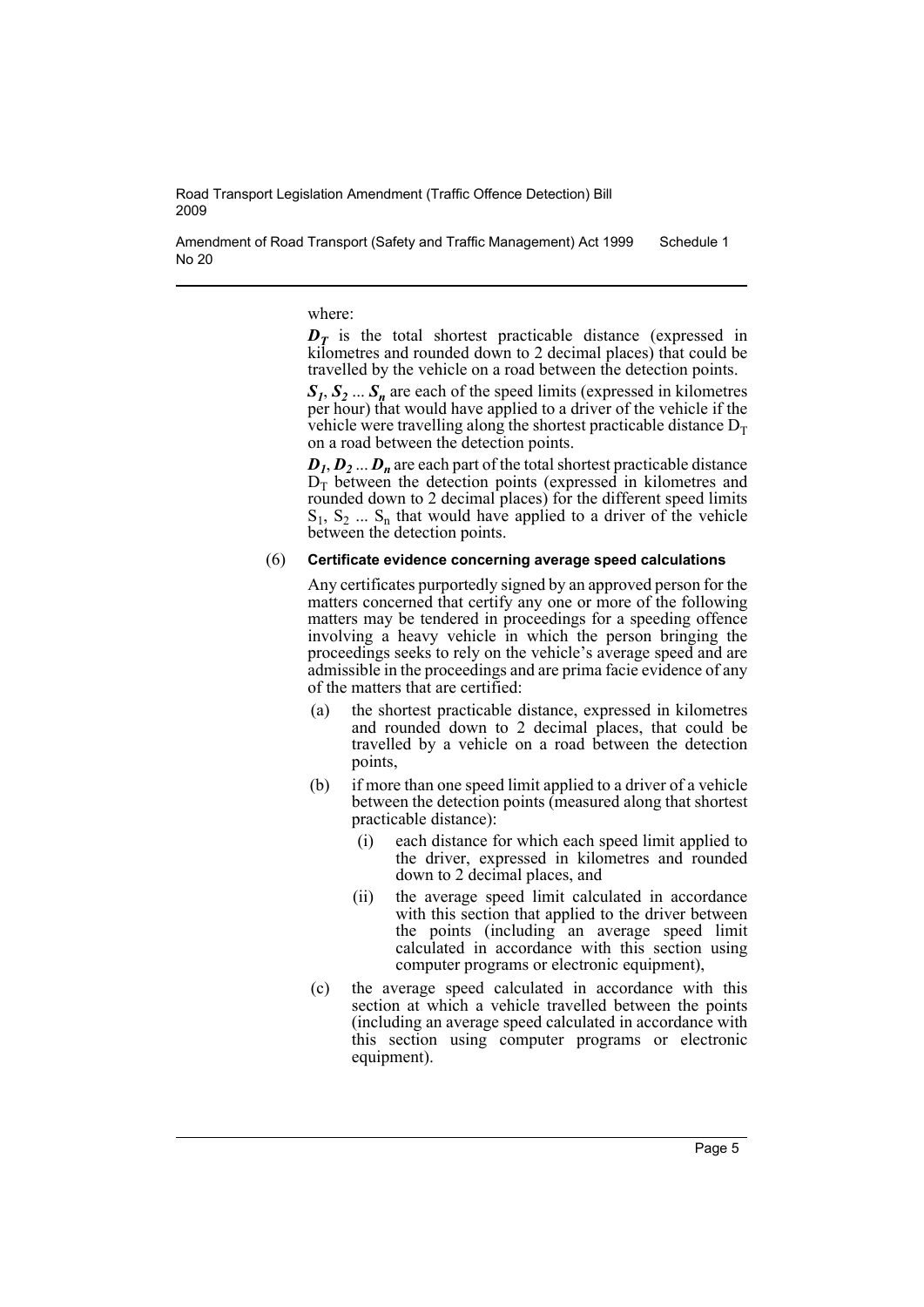where:

$\boldsymbol{D_T}$ is the total shortest practicable distance (expressed in kilometres and rounded down to 2 decimal places) that could be travelled by the vehicle on a road between the detection points.

$\boldsymbol{S_1}$, $\boldsymbol{S_2}$ ... $\boldsymbol{S_n}$ are each of the speed limits (expressed in kilometres per hour) that would have applied to a driver of the vehicle if the vehicle were travelling along the shortest practicable distance $D_T$ on a road between the detection points.

$\boldsymbol{D_1}$, $\boldsymbol{D_2}$ ... $\boldsymbol{D_n}$ are each part of the total shortest practicable distance $D_T$ between the detection points (expressed in kilometres and rounded down to 2 decimal places) for the different speed limits $S_1$, $S_2$ ... $S_n$ that would have applied to a driver of the vehicle between the detection points.

(6) **Certificate evidence concerning average speed calculations**

Any certificates purportedly signed by an approved person for the matters concerned that certify any one or more of the following matters may be tendered in proceedings for a speeding offence involving a heavy vehicle in which the person bringing the proceedings seeks to rely on the vehicle's average speed and are admissible in the proceedings and are prima facie evidence of any of the matters that are certified:

- (a) the shortest practicable distance, expressed in kilometres and rounded down to 2 decimal places, that could be travelled by a vehicle on a road between the detection points,
- (b) if more than one speed limit applied to a driver of a vehicle between the detection points (measured along that shortest practicable distance):
  - (i) each distance for which each speed limit applied to the driver, expressed in kilometres and rounded down to 2 decimal places, and
  - (ii) the average speed limit calculated in accordance with this section that applied to the driver between the points (including an average speed limit calculated in accordance with this section using computer programs or electronic equipment),
- (c) the average speed calculated in accordance with this section at which a vehicle travelled between the points (including an average speed calculated in accordance with this section using computer programs or electronic equipment).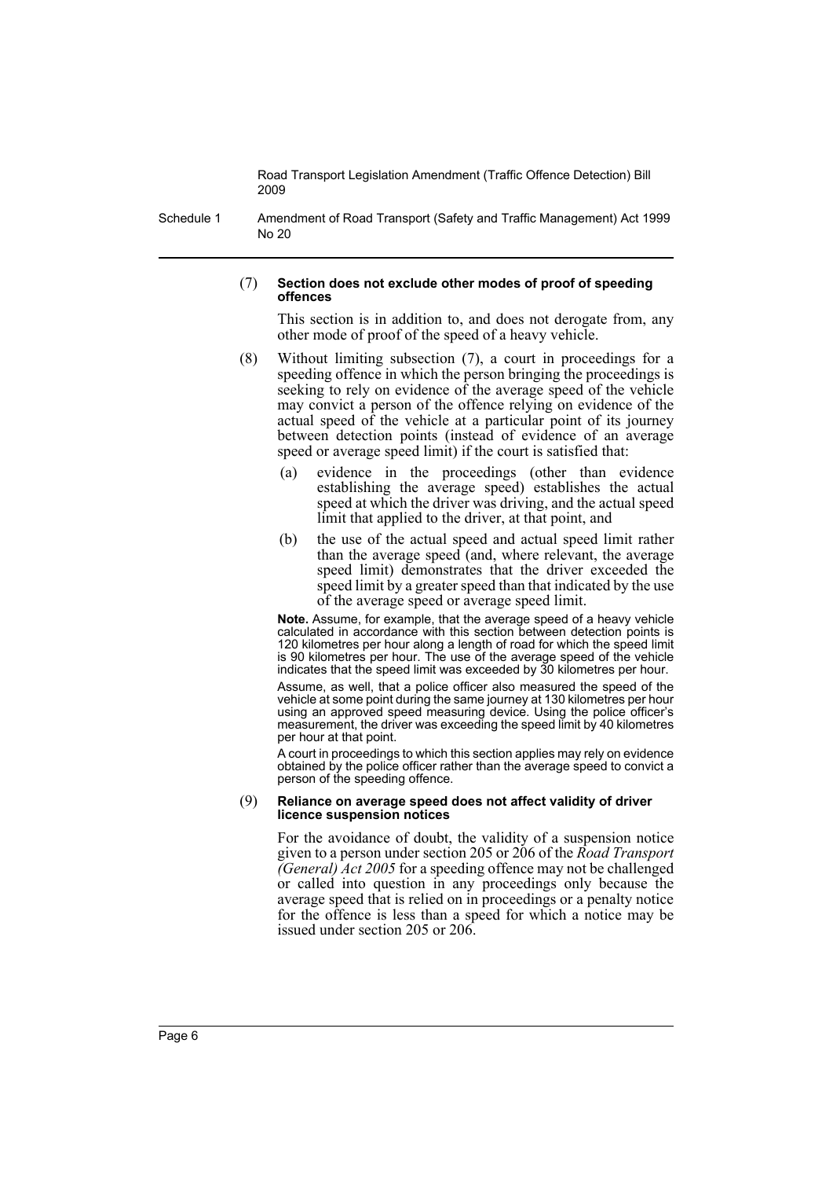(7) **Section does not exclude other modes of proof of speeding offences**

This section is in addition to, and does not derogate from, any other mode of proof of the speed of a heavy vehicle.

(8) Without limiting subsection (7), a court in proceedings for a speeding offence in which the person bringing the proceedings is seeking to rely on evidence of the average speed of the vehicle may convict a person of the offence relying on evidence of the actual speed of the vehicle at a particular point of its journey between detection points (instead of evidence of an average speed or average speed limit) if the court is satisfied that:

- (a) evidence in the proceedings (other than evidence establishing the average speed) establishes the actual speed at which the driver was driving, and the actual speed limit that applied to the driver, at that point, and
- (b) the use of the actual speed and actual speed limit rather than the average speed (and, where relevant, the average speed limit) demonstrates that the driver exceeded the speed limit by a greater speed than that indicated by the use of the average speed or average speed limit.

**Note.** Assume, for example, that the average speed of a heavy vehicle calculated in accordance with this section between detection points is 120 kilometres per hour along a length of road for which the speed limit is 90 kilometres per hour. The use of the average speed of the vehicle indicates that the speed limit was exceeded by 30 kilometres per hour.

Assume, as well, that a police officer also measured the speed of the vehicle at some point during the same journey at 130 kilometres per hour using an approved speed measuring device. Using the police officer's measurement, the driver was exceeding the speed limit by 40 kilometres per hour at that point.

A court in proceedings to which this section applies may rely on evidence obtained by the police officer rather than the average speed to convict a person of the speeding offence.

(9) **Reliance on average speed does not affect validity of driver licence suspension notices**

For the avoidance of doubt, the validity of a suspension notice given to a person under section 205 or 206 of the *Road Transport (General) Act 2005* for a speeding offence may not be challenged or called into question in any proceedings only because the average speed that is relied on in proceedings or a penalty notice for the offence is less than a speed for which a notice may be issued under section 205 or 206.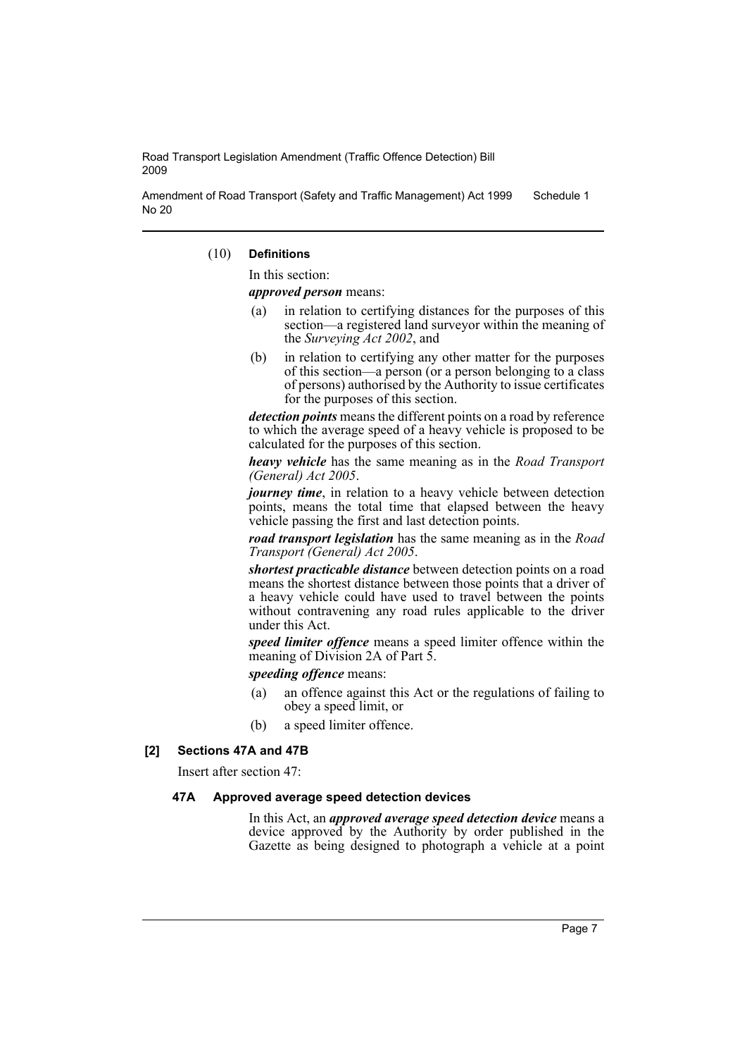(10) **Definitions**

In this section:

***approved person*** means:

(a) in relation to certifying distances for the purposes of this section—a registered land surveyor within the meaning of the *Surveying Act 2002*, and

(b) in relation to certifying any other matter for the purposes of this section—a person (or a person belonging to a class of persons) authorised by the Authority to issue certificates for the purposes of this section.

***detection points*** means the different points on a road by reference to which the average speed of a heavy vehicle is proposed to be calculated for the purposes of this section.

***heavy vehicle*** has the same meaning as in the *Road Transport (General) Act 2005*.

***journey time***, in relation to a heavy vehicle between detection points, means the total time that elapsed between the heavy vehicle passing the first and last detection points.

***road transport legislation*** has the same meaning as in the *Road Transport (General) Act 2005*.

***shortest practicable distance*** between detection points on a road means the shortest distance between those points that a driver of a heavy vehicle could have used to travel between the points without contravening any road rules applicable to the driver under this Act.

***speed limiter offence*** means a speed limiter offence within the meaning of Division 2A of Part 5.

***speeding offence*** means:

(a) an offence against this Act or the regulations of failing to obey a speed limit, or

(b) a speed limiter offence.

### [2] Sections 47A and 47B

Insert after section 47:

#### 47A Approved average speed detection devices

In this Act, an ***approved average speed detection device*** means a device approved by the Authority by order published in the Gazette as being designed to photograph a vehicle at a point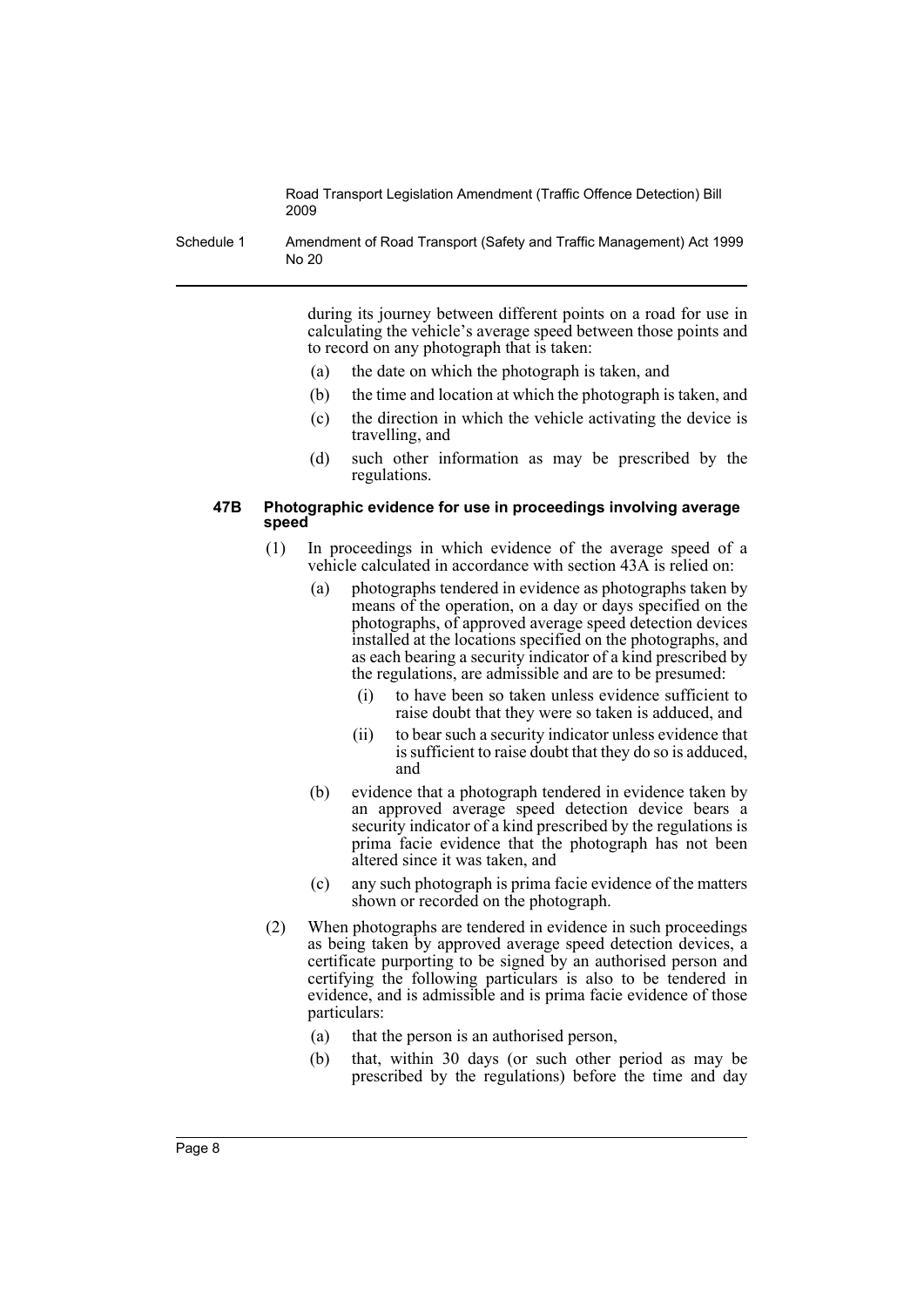during its journey between different points on a road for use in calculating the vehicle's average speed between those points and to record on any photograph that is taken:

(a) the date on which the photograph is taken, and

(b) the time and location at which the photograph is taken, and

(c) the direction in which the vehicle activating the device is travelling, and

(d) such other information as may be prescribed by the regulations.

**47B Photographic evidence for use in proceedings involving average speed**

(1) In proceedings in which evidence of the average speed of a vehicle calculated in accordance with section 43A is relied on:

(a) photographs tendered in evidence as photographs taken by means of the operation, on a day or days specified on the photographs, of approved average speed detection devices installed at the locations specified on the photographs, and as each bearing a security indicator of a kind prescribed by the regulations, are admissible and are to be presumed:

(i) to have been so taken unless evidence sufficient to raise doubt that they were so taken is adduced, and

(ii) to bear such a security indicator unless evidence that is sufficient to raise doubt that they do so is adduced, and

(b) evidence that a photograph tendered in evidence taken by an approved average speed detection device bears a security indicator of a kind prescribed by the regulations is prima facie evidence that the photograph has not been altered since it was taken, and

(c) any such photograph is prima facie evidence of the matters shown or recorded on the photograph.

(2) When photographs are tendered in evidence in such proceedings as being taken by approved average speed detection devices, a certificate purporting to be signed by an authorised person and certifying the following particulars is also to be tendered in evidence, and is admissible and is prima facie evidence of those particulars:

(a) that the person is an authorised person,

(b) that, within 30 days (or such other period as may be prescribed by the regulations) before the time and day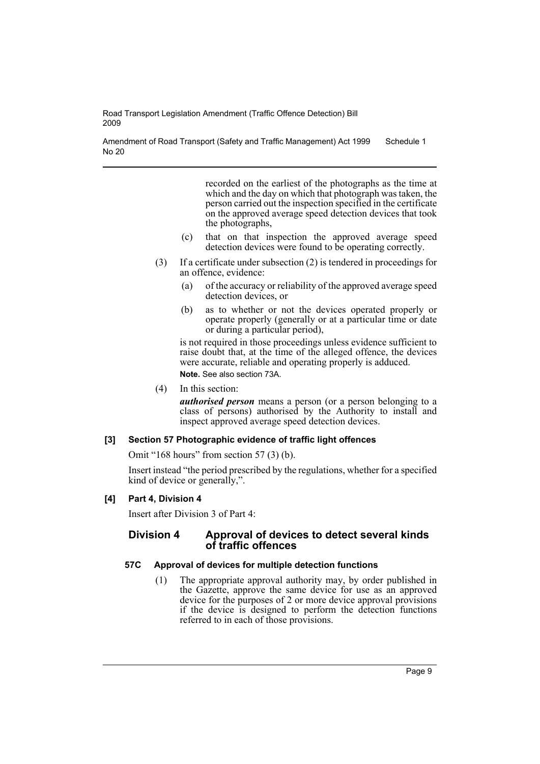recorded on the earliest of the photographs as the time at which and the day on which that photograph was taken, the person carried out the inspection specified in the certificate on the approved average speed detection devices that took the photographs,

(c) that on that inspection the approved average speed detection devices were found to be operating correctly.

(3) If a certificate under subsection (2) is tendered in proceedings for an offence, evidence:

(a) of the accuracy or reliability of the approved average speed detection devices, or

(b) as to whether or not the devices operated properly or operate properly (generally or at a particular time or date or during a particular period),

is not required in those proceedings unless evidence sufficient to raise doubt that, at the time of the alleged offence, the devices were accurate, reliable and operating properly is adduced.

**Note.** See also section 73A.

(4) In this section:

***authorised person*** means a person (or a person belonging to a class of persons) authorised by the Authority to install and inspect approved average speed detection devices.

#### [3] Section 57 Photographic evidence of traffic light offences

Omit "168 hours" from section 57 (3) (b).

Insert instead "the period prescribed by the regulations, whether for a specified kind of device or generally,".

#### [4] Part 4, Division 4

Insert after Division 3 of Part 4:

### Division 4 Approval of devices to detect several kinds of traffic offences

#### 57C Approval of devices for multiple detection functions

(1) The appropriate approval authority may, by order published in the Gazette, approve the same device for use as an approved device for the purposes of 2 or more device approval provisions if the device is designed to perform the detection functions referred to in each of those provisions.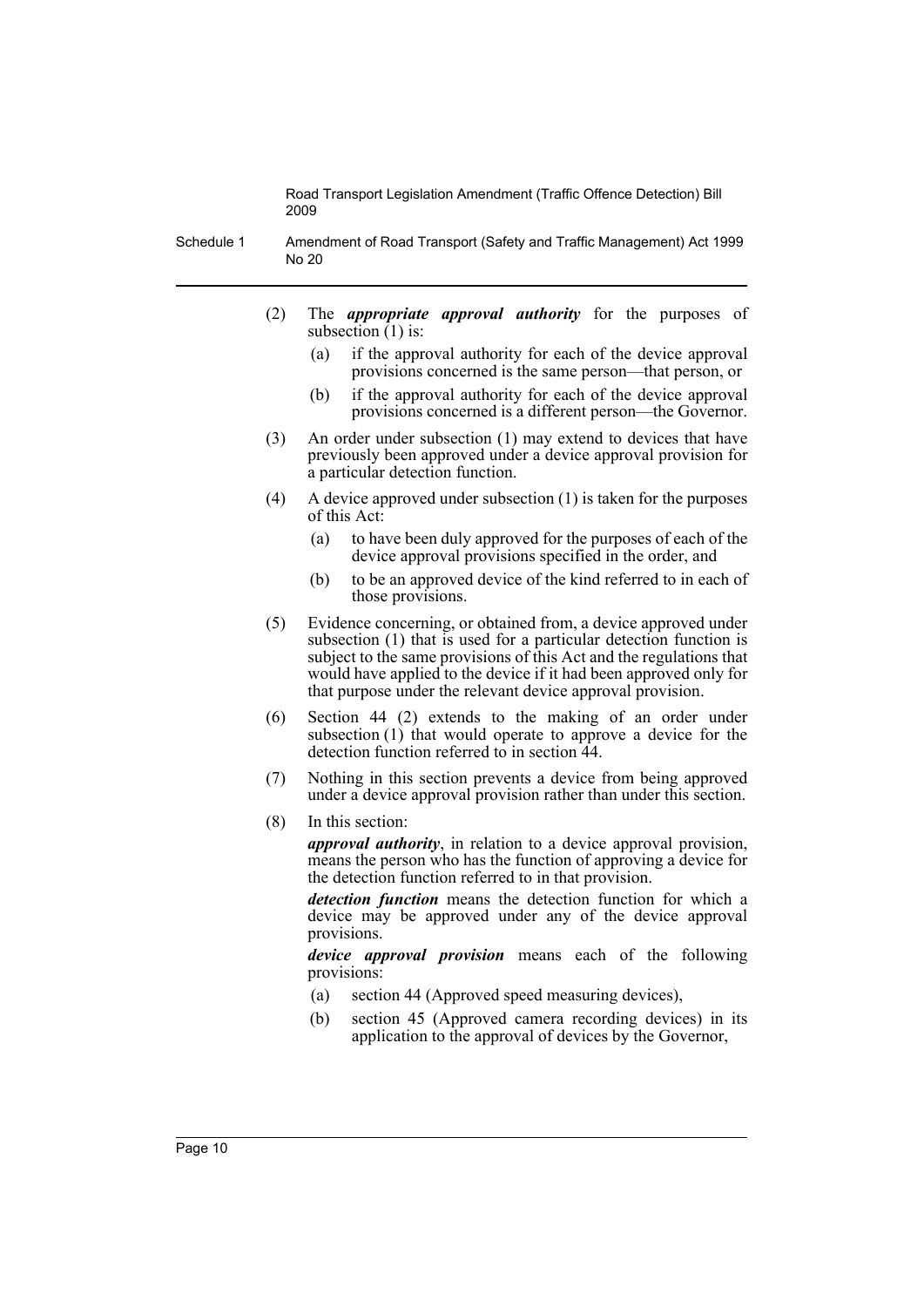(2) The ***appropriate approval authority*** for the purposes of subsection (1) is:

(a) if the approval authority for each of the device approval provisions concerned is the same person—that person, or

(b) if the approval authority for each of the device approval provisions concerned is a different person—the Governor.

(3) An order under subsection (1) may extend to devices that have previously been approved under a device approval provision for a particular detection function.

(4) A device approved under subsection (1) is taken for the purposes of this Act:

(a) to have been duly approved for the purposes of each of the device approval provisions specified in the order, and

(b) to be an approved device of the kind referred to in each of those provisions.

(5) Evidence concerning, or obtained from, a device approved under subsection (1) that is used for a particular detection function is subject to the same provisions of this Act and the regulations that would have applied to the device if it had been approved only for that purpose under the relevant device approval provision.

(6) Section 44 (2) extends to the making of an order under subsection (1) that would operate to approve a device for the detection function referred to in section 44.

(7) Nothing in this section prevents a device from being approved under a device approval provision rather than under this section.

(8) In this section:

***approval authority***, in relation to a device approval provision, means the person who has the function of approving a device for the detection function referred to in that provision.

***detection function*** means the detection function for which a device may be approved under any of the device approval provisions.

***device approval provision*** means each of the following provisions:

(a) section 44 (Approved speed measuring devices),

(b) section 45 (Approved camera recording devices) in its application to the approval of devices by the Governor,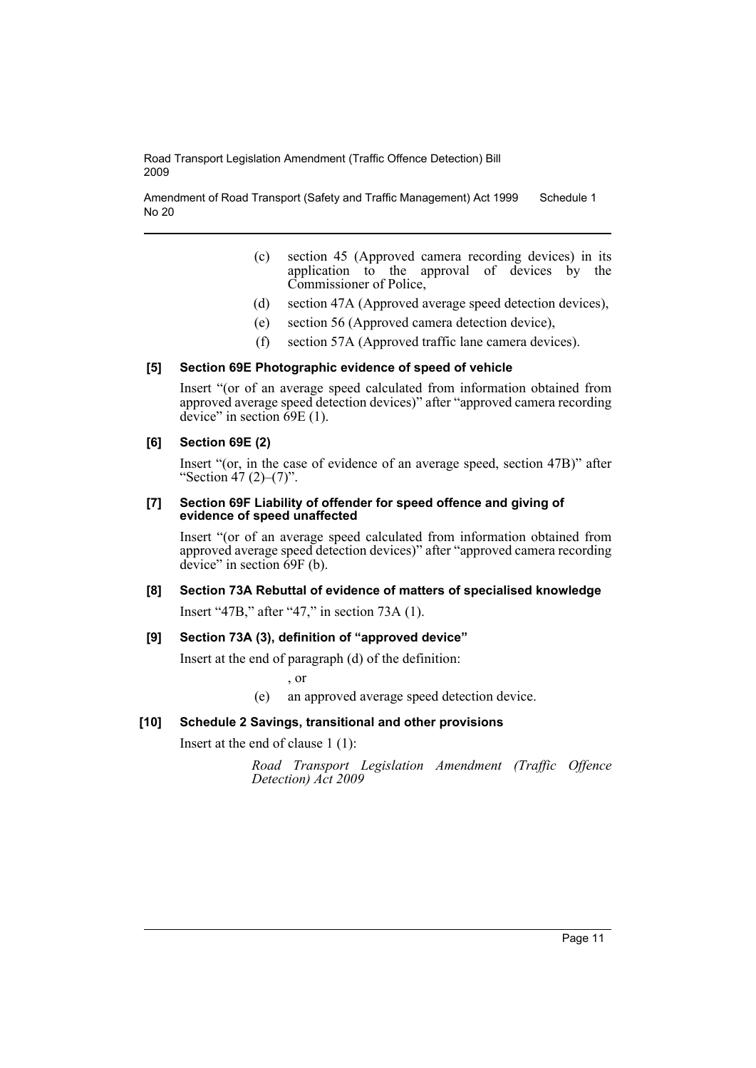(c) section 45 (Approved camera recording devices) in its application to the approval of devices by the Commissioner of Police,

(d) section 47A (Approved average speed detection devices),

(e) section 56 (Approved camera detection device),

(f) section 57A (Approved traffic lane camera devices).

#### [5] Section 69E Photographic evidence of speed of vehicle

Insert "(or of an average speed calculated from information obtained from approved average speed detection devices)" after "approved camera recording device" in section 69E (1).

#### [6] Section 69E (2)

Insert "(or, in the case of evidence of an average speed, section 47B)" after "Section 47 (2)–(7)".

#### [7] Section 69F Liability of offender for speed offence and giving of evidence of speed unaffected

Insert "(or of an average speed calculated from information obtained from approved average speed detection devices)" after "approved camera recording device" in section 69F (b).

#### [8] Section 73A Rebuttal of evidence of matters of specialised knowledge

Insert "47B," after "47," in section 73A (1).

#### [9] Section 73A (3), definition of "approved device"

Insert at the end of paragraph (d) of the definition:

, or

(e) an approved average speed detection device.

#### [10] Schedule 2 Savings, transitional and other provisions

Insert at the end of clause 1 (1):

*Road Transport Legislation Amendment (Traffic Offence Detection) Act 2009*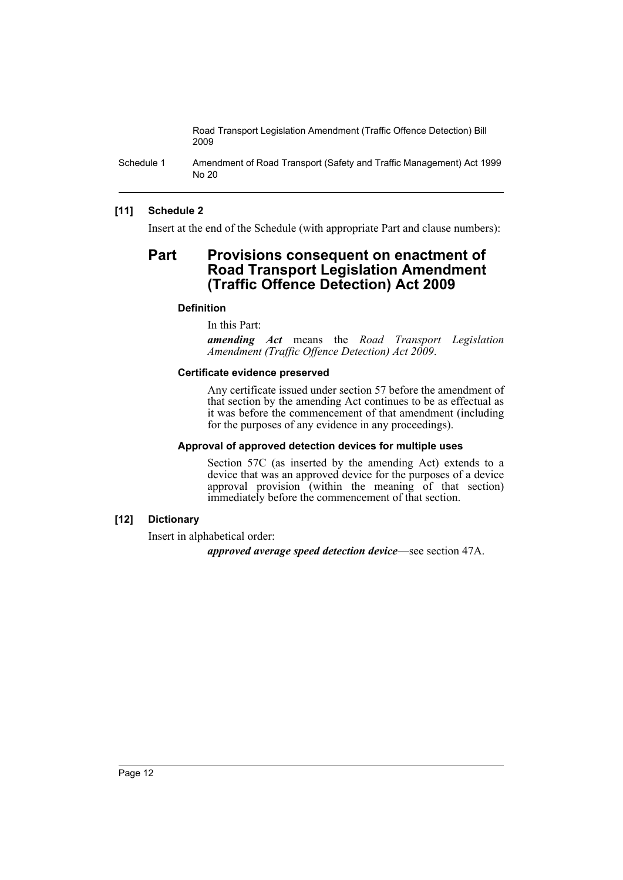**[11] Schedule 2**

Insert at the end of the Schedule (with appropriate Part and clause numbers):

## Part Provisions consequent on enactment of Road Transport Legislation Amendment (Traffic Offence Detection) Act 2009

### Definition

In this Part:

***amending Act*** means the *Road Transport Legislation Amendment (Traffic Offence Detection) Act 2009*.

### Certificate evidence preserved

Any certificate issued under section 57 before the amendment of that section by the amending Act continues to be as effectual as it was before the commencement of that amendment (including for the purposes of any evidence in any proceedings).

### Approval of approved detection devices for multiple uses

Section 57C (as inserted by the amending Act) extends to a device that was an approved device for the purposes of a device approval provision (within the meaning of that section) immediately before the commencement of that section.

**[12] Dictionary**

Insert in alphabetical order:

***approved average speed detection device***—see section 47A.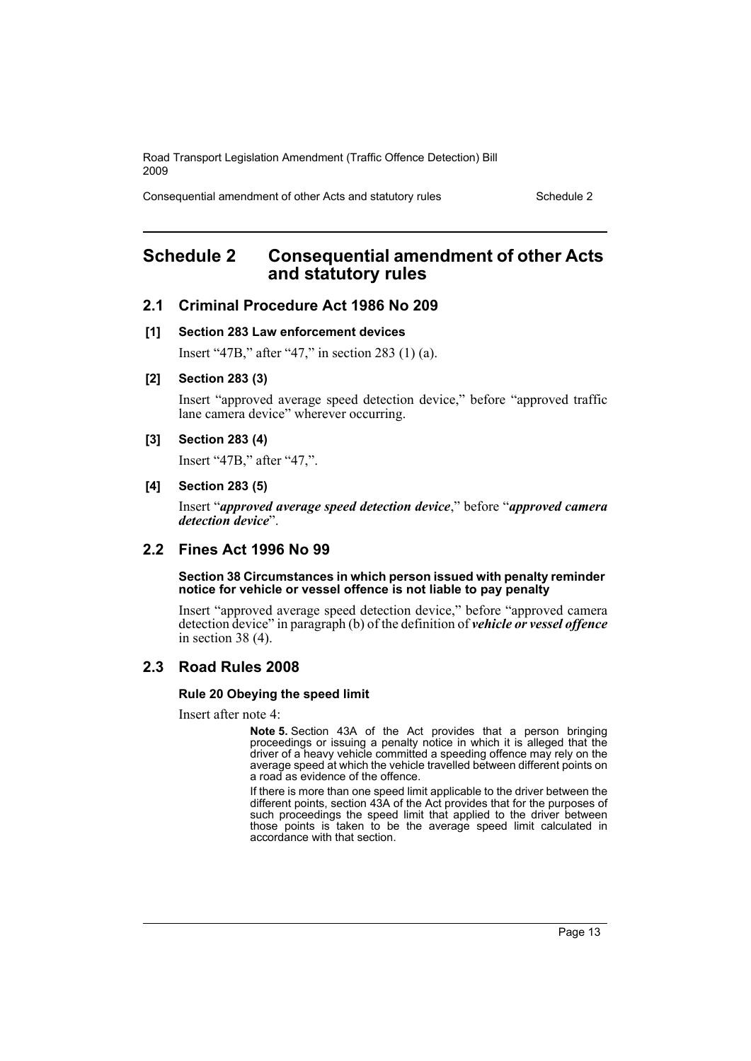# Schedule 2 Consequential amendment of other Acts and statutory rules

## 2.1 Criminal Procedure Act 1986 No 209

### [1] Section 283 Law enforcement devices

Insert "47B," after "47," in section 283 (1) (a).

### [2] Section 283 (3)

Insert "approved average speed detection device," before "approved traffic lane camera device" wherever occurring.

### [3] Section 283 (4)

Insert "47B," after "47,".

### [4] Section 283 (5)

Insert "***approved average speed detection device***," before "***approved camera detection device***".

## 2.2 Fines Act 1996 No 99

**Section 38 Circumstances in which person issued with penalty reminder notice for vehicle or vessel offence is not liable to pay penalty**

Insert "approved average speed detection device," before "approved camera detection device" in paragraph (b) of the definition of ***vehicle or vessel offence*** in section 38 (4).

## 2.3 Road Rules 2008

**Rule 20 Obeying the speed limit**

Insert after note 4:

> **Note 5.** Section 43A of the Act provides that a person bringing proceedings or issuing a penalty notice in which it is alleged that the driver of a heavy vehicle committed a speeding offence may rely on the average speed at which the vehicle travelled between different points on a road as evidence of the offence.
>
> If there is more than one speed limit applicable to the driver between the different points, section 43A of the Act provides that for the purposes of such proceedings the speed limit that applied to the driver between those points is taken to be the average speed limit calculated in accordance with that section.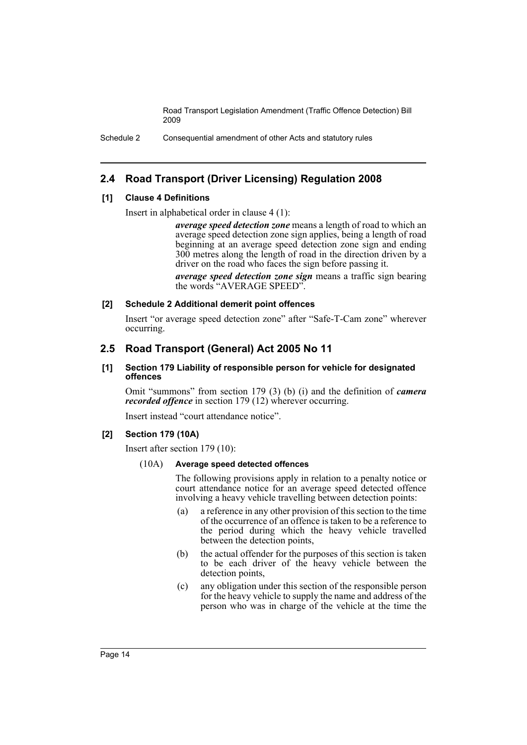## 2.4 Road Transport (Driver Licensing) Regulation 2008

### [1] Clause 4 Definitions

Insert in alphabetical order in clause 4 (1):

> ***average speed detection zone*** means a length of road to which an average speed detection zone sign applies, being a length of road beginning at an average speed detection zone sign and ending 300 metres along the length of road in the direction driven by a driver on the road who faces the sign before passing it.
>
> ***average speed detection zone sign*** means a traffic sign bearing the words "AVERAGE SPEED".

### [2] Schedule 2 Additional demerit point offences

Insert "or average speed detection zone" after "Safe-T-Cam zone" wherever occurring.

## 2.5 Road Transport (General) Act 2005 No 11

### [1] Section 179 Liability of responsible person for vehicle for designated offences

Omit "summons" from section 179 (3) (b) (i) and the definition of ***camera recorded offence*** in section 179 (12) wherever occurring.

Insert instead "court attendance notice".

### [2] Section 179 (10A)

Insert after section 179 (10):

(10A) **Average speed detected offences**

The following provisions apply in relation to a penalty notice or court attendance notice for an average speed detected offence involving a heavy vehicle travelling between detection points:

(a) a reference in any other provision of this section to the time of the occurrence of an offence is taken to be a reference to the period during which the heavy vehicle travelled between the detection points,

(b) the actual offender for the purposes of this section is taken to be each driver of the heavy vehicle between the detection points,

(c) any obligation under this section of the responsible person for the heavy vehicle to supply the name and address of the person who was in charge of the vehicle at the time the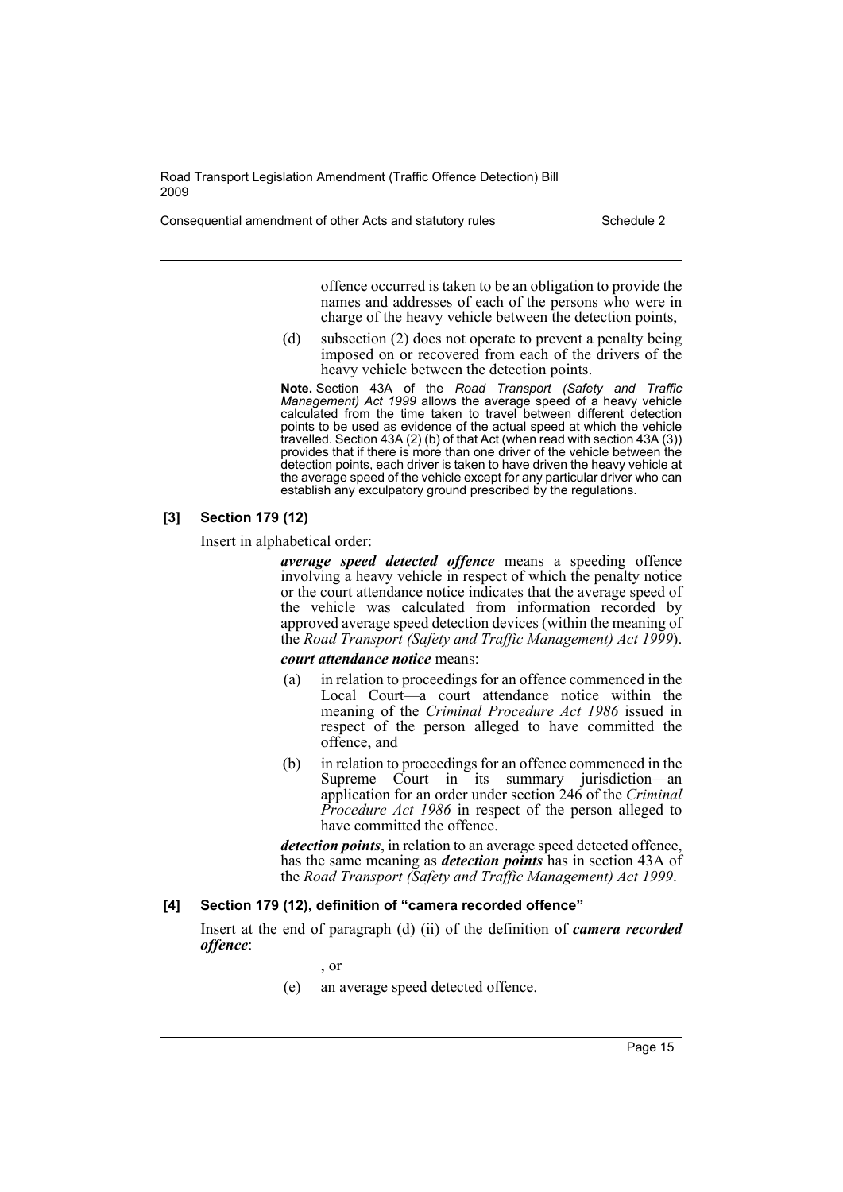offence occurred is taken to be an obligation to provide the names and addresses of each of the persons who were in charge of the heavy vehicle between the detection points,

(d) subsection (2) does not operate to prevent a penalty being imposed on or recovered from each of the drivers of the heavy vehicle between the detection points.

**Note.** Section 43A of the *Road Transport (Safety and Traffic Management) Act 1999* allows the average speed of a heavy vehicle calculated from the time taken to travel between different detection points to be used as evidence of the actual speed at which the vehicle travelled. Section 43A (2) (b) of that Act (when read with section 43A (3)) provides that if there is more than one driver of the vehicle between the detection points, each driver is taken to have driven the heavy vehicle at the average speed of the vehicle except for any particular driver who can establish any exculpatory ground prescribed by the regulations.

#### [3] Section 179 (12)

Insert in alphabetical order:

***average speed detected offence*** means a speeding offence involving a heavy vehicle in respect of which the penalty notice or the court attendance notice indicates that the average speed of the vehicle was calculated from information recorded by approved average speed detection devices (within the meaning of the *Road Transport (Safety and Traffic Management) Act 1999*).

***court attendance notice*** means:

(a) in relation to proceedings for an offence commenced in the Local Court—a court attendance notice within the meaning of the *Criminal Procedure Act 1986* issued in respect of the person alleged to have committed the offence, and

(b) in relation to proceedings for an offence commenced in the Supreme Court in its summary jurisdiction—an application for an order under section 246 of the *Criminal Procedure Act 1986* in respect of the person alleged to have committed the offence.

***detection points***, in relation to an average speed detected offence, has the same meaning as ***detection points*** has in section 43A of the *Road Transport (Safety and Traffic Management) Act 1999*.

#### [4] Section 179 (12), definition of "camera recorded offence"

Insert at the end of paragraph (d) (ii) of the definition of ***camera recorded offence***:

, or

(e) an average speed detected offence.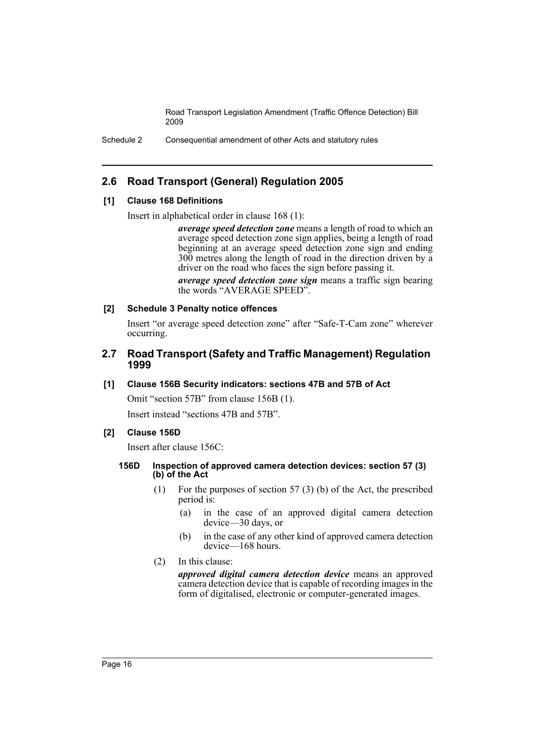## 2.6 Road Transport (General) Regulation 2005

### [1] Clause 168 Definitions

Insert in alphabetical order in clause 168 (1):

> ***average speed detection zone*** means a length of road to which an average speed detection zone sign applies, being a length of road beginning at an average speed detection zone sign and ending 300 metres along the length of road in the direction driven by a driver on the road who faces the sign before passing it.
>
> ***average speed detection zone sign*** means a traffic sign bearing the words "AVERAGE SPEED".

### [2] Schedule 3 Penalty notice offences

Insert "or average speed detection zone" after "Safe-T-Cam zone" wherever occurring.

## 2.7 Road Transport (Safety and Traffic Management) Regulation 1999

### [1] Clause 156B Security indicators: sections 47B and 57B of Act

Omit "section 57B" from clause 156B (1).

Insert instead "sections 47B and 57B".

### [2] Clause 156D

Insert after clause 156C:

#### 156D Inspection of approved camera detection devices: section 57 (3) (b) of the Act

(1) For the purposes of section 57 (3) (b) of the Act, the prescribed period is:

- (a) in the case of an approved digital camera detection device—30 days, or
- (b) in the case of any other kind of approved camera detection device—168 hours.

(2) In this clause:

***approved digital camera detection device*** means an approved camera detection device that is capable of recording images in the form of digitalised, electronic or computer-generated images.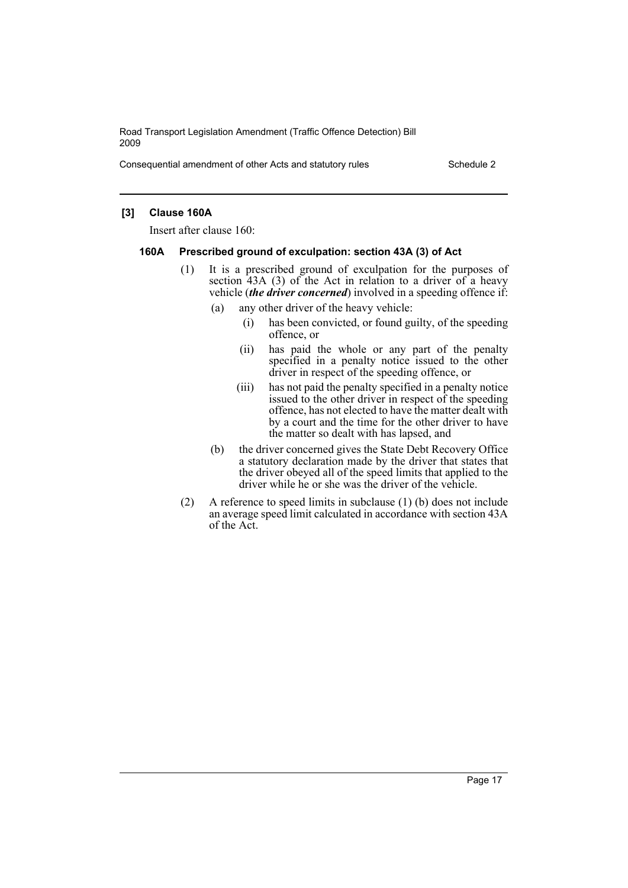**[3] Clause 160A**

Insert after clause 160:

**160A Prescribed ground of exculpation: section 43A (3) of Act**

(1) It is a prescribed ground of exculpation for the purposes of section 43A (3) of the Act in relation to a driver of a heavy vehicle (***the driver concerned***) involved in a speeding offence if:

(a) any other driver of the heavy vehicle:

(i) has been convicted, or found guilty, of the speeding offence, or

(ii) has paid the whole or any part of the penalty specified in a penalty notice issued to the other driver in respect of the speeding offence, or

(iii) has not paid the penalty specified in a penalty notice issued to the other driver in respect of the speeding offence, has not elected to have the matter dealt with by a court and the time for the other driver to have the matter so dealt with has lapsed, and

(b) the driver concerned gives the State Debt Recovery Office a statutory declaration made by the driver that states that the driver obeyed all of the speed limits that applied to the driver while he or she was the driver of the vehicle.

(2) A reference to speed limits in subclause (1) (b) does not include an average speed limit calculated in accordance with section 43A of the Act.